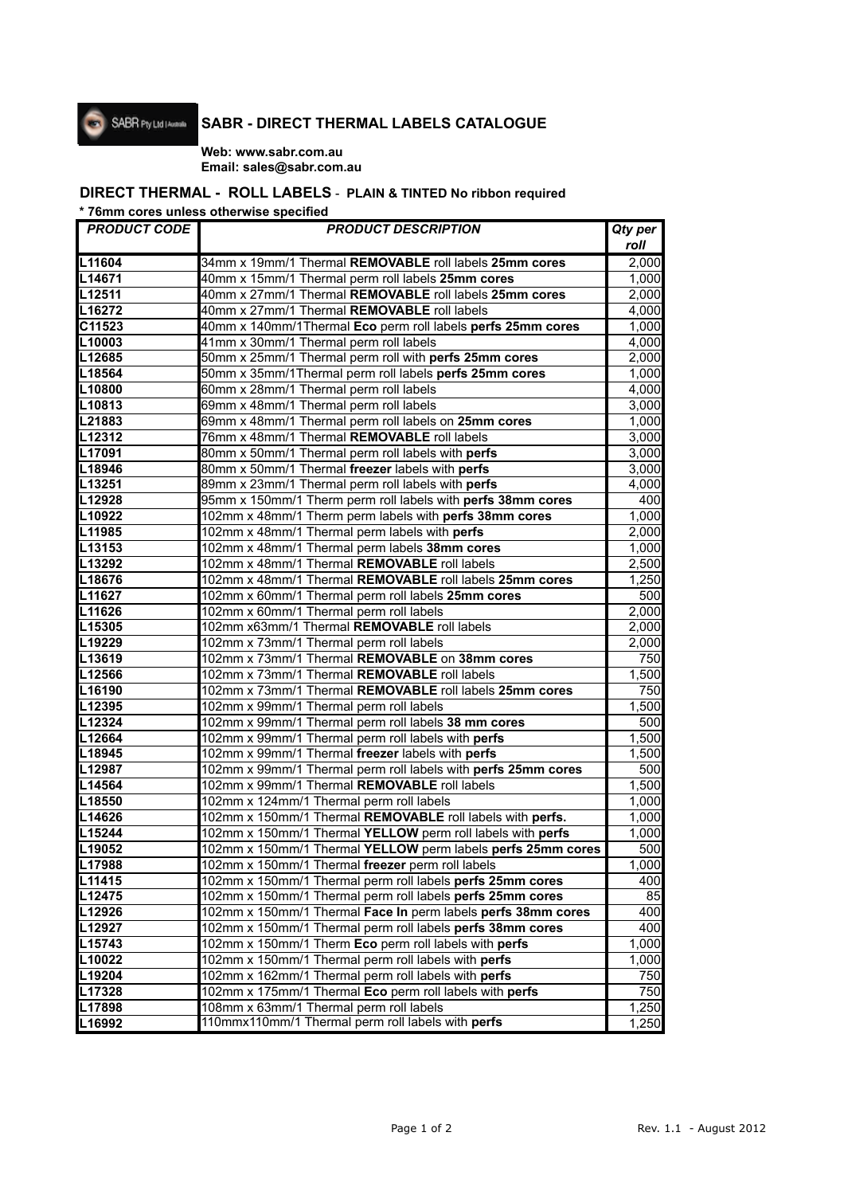# SABR - DIRECT THERMAL LABELS CATALOGUE

**Web: www.sabr.com.au**
**Email: sales@sabr.com.au**

## DIRECT THERMAL - ROLL LABELS - PLAIN & TINTED No ribbon required

**\* 76mm cores unless otherwise specified**

| *PRODUCT CODE* | *PRODUCT DESCRIPTION* | *Qty per roll* |
|---|---|---|
| L11604 | 34mm x 19mm/1 Thermal **REMOVABLE** roll labels **25mm cores** | 2,000 |
| L14671 | 40mm x 15mm/1 Thermal perm roll labels **25mm cores** | 1,000 |
| L12511 | 40mm x 27mm/1 Thermal **REMOVABLE** roll labels **25mm cores** | 2,000 |
| L16272 | 40mm x 27mm/1 Thermal **REMOVABLE** roll labels | 4,000 |
| C11523 | 40mm x 140mm/1Thermal **Eco** perm roll labels **perfs 25mm cores** | 1,000 |
| L10003 | 41mm x 30mm/1 Thermal perm roll labels | 4,000 |
| L12685 | 50mm x 25mm/1 Thermal perm roll with **perfs 25mm cores** | 2,000 |
| L18564 | 50mm x 35mm/1Thermal perm roll labels **perfs 25mm cores** | 1,000 |
| L10800 | 60mm x 28mm/1 Thermal perm roll labels | 4,000 |
| L10813 | 69mm x 48mm/1 Thermal perm roll labels | 3,000 |
| L21883 | 69mm x 48mm/1 Thermal perm roll labels on **25mm cores** | 1,000 |
| L12312 | 76mm x 48mm/1 Thermal **REMOVABLE** roll labels | 3,000 |
| L17091 | 80mm x 50mm/1 Thermal perm roll labels with **perfs** | 3,000 |
| L18946 | 80mm x 50mm/1 Thermal **freezer** labels with **perfs** | 3,000 |
| L13251 | 89mm x 23mm/1 Thermal perm roll labels with **perfs** | 4,000 |
| L12928 | 95mm x 150mm/1 Therm perm roll labels with **perfs 38mm cores** | 400 |
| L10922 | 102mm x 48mm/1 Therm perm labels with **perfs 38mm cores** | 1,000 |
| L11985 | 102mm x 48mm/1 Thermal perm labels with **perfs** | 2,000 |
| L13153 | 102mm x 48mm/1 Thermal perm labels **38mm cores** | 1,000 |
| L13292 | 102mm x 48mm/1 Thermal **REMOVABLE** roll labels | 2,500 |
| L18676 | 102mm x 48mm/1 Thermal **REMOVABLE** roll labels **25mm cores** | 1,250 |
| L11627 | 102mm x 60mm/1 Thermal perm roll labels **25mm cores** | 500 |
| L11626 | 102mm x 60mm/1 Thermal perm roll labels | 2,000 |
| L15305 | 102mm x63mm/1 Thermal **REMOVABLE** roll labels | 2,000 |
| L19229 | 102mm x 73mm/1 Thermal perm roll labels | 2,000 |
| L13619 | 102mm x 73mm/1 Thermal **REMOVABLE** on **38mm cores** | 750 |
| L12566 | 102mm x 73mm/1 Thermal **REMOVABLE** roll labels | 1,500 |
| L16190 | 102mm x 73mm/1 Thermal **REMOVABLE** roll labels **25mm cores** | 750 |
| L12395 | 102mm x 99mm/1 Thermal perm roll labels | 1,500 |
| L12324 | 102mm x 99mm/1 Thermal perm roll labels **38 mm cores** | 500 |
| L12664 | 102mm x 99mm/1 Thermal perm roll labels with **perfs** | 1,500 |
| L18945 | 102mm x 99mm/1 Thermal **freezer** labels with **perfs** | 1,500 |
| L12987 | 102mm x 99mm/1 Thermal perm roll labels with **perfs 25mm cores** | 500 |
| L14564 | 102mm x 99mm/1 Thermal **REMOVABLE** roll labels | 1,500 |
| L18550 | 102mm x 124mm/1 Thermal perm roll labels | 1,000 |
| L14626 | 102mm x 150mm/1 Thermal **REMOVABLE** roll labels with **perfs.** | 1,000 |
| L15244 | 102mm x 150mm/1 Thermal **YELLOW** perm roll labels with **perfs** | 1,000 |
| L19052 | 102mm x 150mm/1 Thermal **YELLOW** perm labels **perfs 25mm cores** | 500 |
| L17988 | 102mm x 150mm/1 Thermal **freezer** perm roll labels | 1,000 |
| L11415 | 102mm x 150mm/1 Thermal perm roll labels **perfs 25mm cores** | 400 |
| L12475 | 102mm x 150mm/1 Thermal perm roll labels **perfs 25mm cores** | 85 |
| L12926 | 102mm x 150mm/1 Thermal **Face In** perm labels **perfs 38mm cores** | 400 |
| L12927 | 102mm x 150mm/1 Thermal perm roll labels **perfs 38mm cores** | 400 |
| L15743 | 102mm x 150mm/1 Therm **Eco** perm roll labels with **perfs** | 1,000 |
| L10022 | 102mm x 150mm/1 Thermal perm roll labels with **perfs** | 1,000 |
| L19204 | 102mm x 162mm/1 Thermal perm roll labels with **perfs** | 750 |
| L17328 | 102mm x 175mm/1 Thermal **Eco** perm roll labels with **perfs** | 750 |
| L17898 | 108mm x 63mm/1 Thermal perm roll labels | 1,250 |
| L16992 | 110mmx110mm/1 Thermal perm roll labels with **perfs** | 1,250 |

Rev. 1.1 - August 2012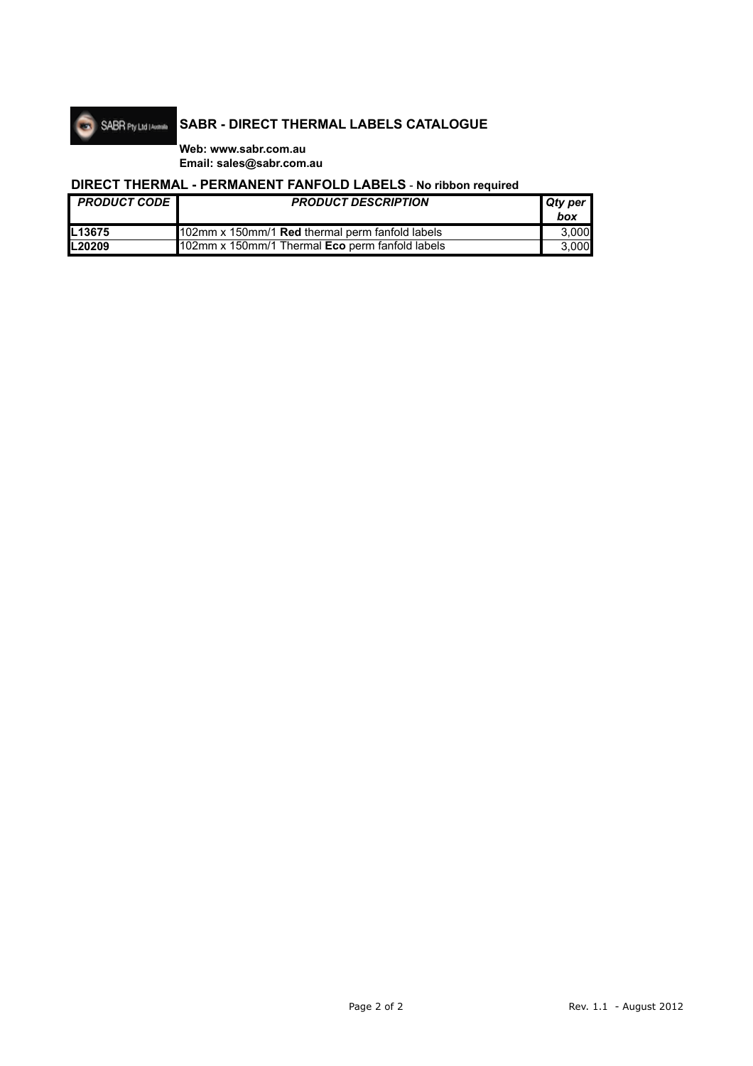# SABR - DIRECT THERMAL LABELS CATALOGUE

**Web: www.sabr.com.au**
**Email: sales@sabr.com.au**

## DIRECT THERMAL - PERMANENT FANFOLD LABELS - No ribbon required

| *PRODUCT CODE* | *PRODUCT DESCRIPTION* | *Qty per box* |
|---|---|---|
| **L13675** | 102mm x 150mm/1 **Red** thermal perm fanfold labels | 3,000 |
| **L20209** | 102mm x 150mm/1 Thermal **Eco** perm fanfold labels | 3,000 |

Rev. 1.1 - August 2012